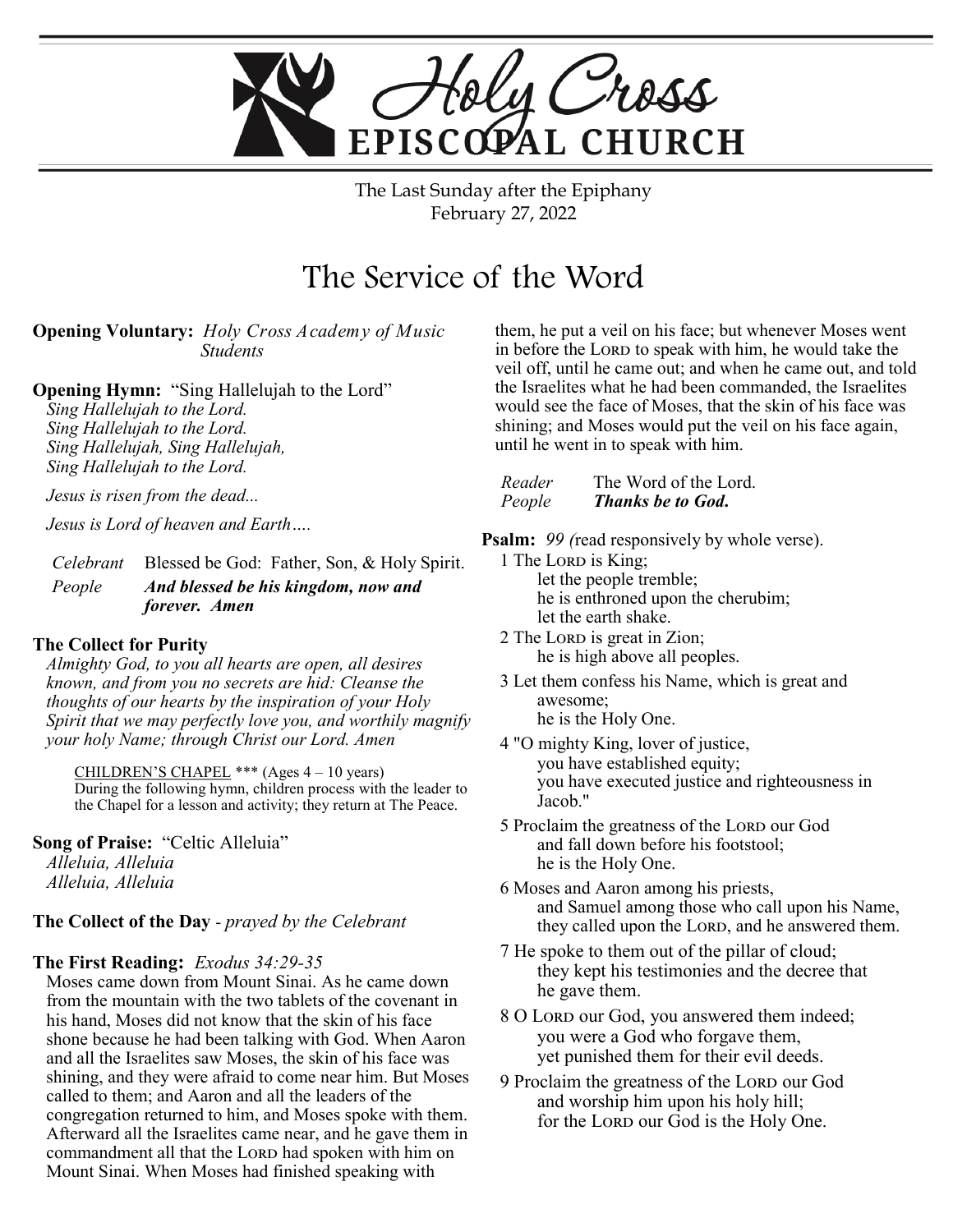# Holy Cross EPISCOPAL CHURCH

The Last Sunday after the Epiphany
February 27, 2022

## The Service of the Word

**Opening Voluntary:** *Holy Cross Academy of Music Students*

**Opening Hymn:** "Sing Hallelujah to the Lord"
*Sing Hallelujah to the Lord.*
*Sing Hallelujah to the Lord.*
*Sing Hallelujah, Sing Hallelujah,*
*Sing Hallelujah to the Lord.*

*Jesus is risen from the dead...*

*Jesus is Lord of heaven and Earth….*

*Celebrant* Blessed be God: Father, Son, & Holy Spirit.
*People* ***And blessed be his kingdom, now and forever. Amen***

**The Collect for Purity**
*Almighty God, to you all hearts are open, all desires known, and from you no secrets are hid: Cleanse the thoughts of our hearts by the inspiration of your Holy Spirit that we may perfectly love you, and worthily magnify your holy Name; through Christ our Lord. Amen*

CHILDREN'S CHAPEL *** (Ages 4 – 10 years)
During the following hymn, children process with the leader to the Chapel for a lesson and activity; they return at The Peace.

**Song of Praise:** "Celtic Alleluia"
*Alleluia, Alleluia*
*Alleluia, Alleluia*

**The Collect of the Day** - *prayed by the Celebrant*

**The First Reading:** *Exodus 34:29-35*
Moses came down from Mount Sinai. As he came down from the mountain with the two tablets of the covenant in his hand, Moses did not know that the skin of his face shone because he had been talking with God. When Aaron and all the Israelites saw Moses, the skin of his face was shining, and they were afraid to come near him. But Moses called to them; and Aaron and all the leaders of the congregation returned to him, and Moses spoke with them. Afterward all the Israelites came near, and he gave them in commandment all that the LORD had spoken with him on Mount Sinai. When Moses had finished speaking with them, he put a veil on his face; but whenever Moses went in before the LORD to speak with him, he would take the veil off, until he came out; and when he came out, and told the Israelites what he had been commanded, the Israelites would see the face of Moses, that the skin of his face was shining; and Moses would put the veil on his face again, until he went in to speak with him.

*Reader* The Word of the Lord.
*People* ***Thanks be to God.***

**Psalm:** *99 (*read responsively by whole verse).

1 The LORD is King;
let the people tremble;
he is enthroned upon the cherubim;
let the earth shake.

2 The LORD is great in Zion;
he is high above all peoples.

3 Let them confess his Name, which is great and awesome;
he is the Holy One.

4 "O mighty King, lover of justice,
you have established equity;
you have executed justice and righteousness in Jacob."

5 Proclaim the greatness of the LORD our God
and fall down before his footstool;
he is the Holy One.

6 Moses and Aaron among his priests,
and Samuel among those who call upon his Name,
they called upon the LORD, and he answered them.

7 He spoke to them out of the pillar of cloud;
they kept his testimonies and the decree that he gave them.

8 O LORD our God, you answered them indeed;
you were a God who forgave them,
yet punished them for their evil deeds.

9 Proclaim the greatness of the LORD our God
and worship him upon his holy hill;
for the LORD our God is the Holy One.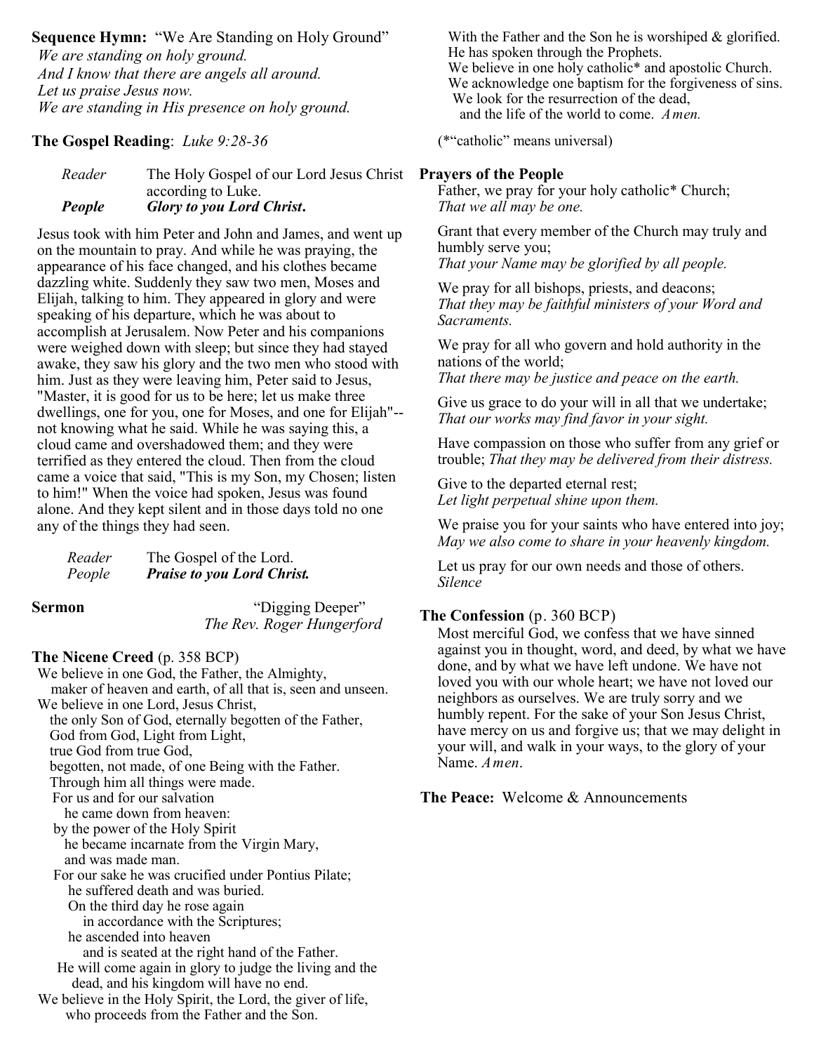**Sequence Hymn:** "We Are Standing on Holy Ground"

*We are standing on holy ground.*
*And I know that there are angels all around.*
*Let us praise Jesus now.*
*We are standing in His presence on holy ground.*

**The Gospel Reading**: *Luke 9:28-36*

*Reader* The Holy Gospel of our Lord Jesus Christ according to Luke.
***People*** ***Glory to you Lord Christ.***

Jesus took with him Peter and John and James, and went up on the mountain to pray. And while he was praying, the appearance of his face changed, and his clothes became dazzling white. Suddenly they saw two men, Moses and Elijah, talking to him. They appeared in glory and were speaking of his departure, which he was about to accomplish at Jerusalem. Now Peter and his companions were weighed down with sleep; but since they had stayed awake, they saw his glory and the two men who stood with him. Just as they were leaving him, Peter said to Jesus, "Master, it is good for us to be here; let us make three dwellings, one for you, one for Moses, and one for Elijah"--not knowing what he said. While he was saying this, a cloud came and overshadowed them; and they were terrified as they entered the cloud. Then from the cloud came a voice that said, "This is my Son, my Chosen; listen to him!" When the voice had spoken, Jesus was found alone. And they kept silent and in those days told no one any of the things they had seen.

*Reader* The Gospel of the Lord.
*People* ***Praise to you Lord Christ.***

**Sermon** "Digging Deeper"
*The Rev. Roger Hungerford*

**The Nicene Creed** (p. 358 BCP)

We believe in one God, the Father, the Almighty,
maker of heaven and earth, of all that is, seen and unseen.
We believe in one Lord, Jesus Christ,
the only Son of God, eternally begotten of the Father,
God from God, Light from Light,
true God from true God,
begotten, not made, of one Being with the Father.
Through him all things were made.
For us and for our salvation
he came down from heaven:
by the power of the Holy Spirit
he became incarnate from the Virgin Mary,
and was made man.
For our sake he was crucified under Pontius Pilate;
he suffered death and was buried.
On the third day he rose again
in accordance with the Scriptures;
he ascended into heaven
and is seated at the right hand of the Father.
He will come again in glory to judge the living and the dead, and his kingdom will have no end.
We believe in the Holy Spirit, the Lord, the giver of life,
who proceeds from the Father and the Son.
With the Father and the Son he is worshiped & glorified.
He has spoken through the Prophets.
We believe in one holy catholic* and apostolic Church.
We acknowledge one baptism for the forgiveness of sins.
We look for the resurrection of the dead,
and the life of the world to come. *Amen.*

(*"catholic" means universal)

**Prayers of the People**

Father, we pray for your holy catholic* Church;
*That we all may be one.*

Grant that every member of the Church may truly and humbly serve you;
*That your Name may be glorified by all people.*

We pray for all bishops, priests, and deacons;
*That they may be faithful ministers of your Word and Sacraments.*

We pray for all who govern and hold authority in the nations of the world;
*That there may be justice and peace on the earth.*

Give us grace to do your will in all that we undertake;
*That our works may find favor in your sight.*

Have compassion on those who suffer from any grief or trouble; *That they may be delivered from their distress.*

Give to the departed eternal rest;
*Let light perpetual shine upon them.*

We praise you for your saints who have entered into joy;
*May we also come to share in your heavenly kingdom.*

Let us pray for our own needs and those of others.
*Silence*

**The Confession** (p. 360 BCP)

Most merciful God, we confess that we have sinned against you in thought, word, and deed, by what we have done, and by what we have left undone. We have not loved you with our whole heart; we have not loved our neighbors as ourselves. We are truly sorry and we humbly repent. For the sake of your Son Jesus Christ, have mercy on us and forgive us; that we may delight in your will, and walk in your ways, to the glory of your Name. *Amen*.

**The Peace:** Welcome & Announcements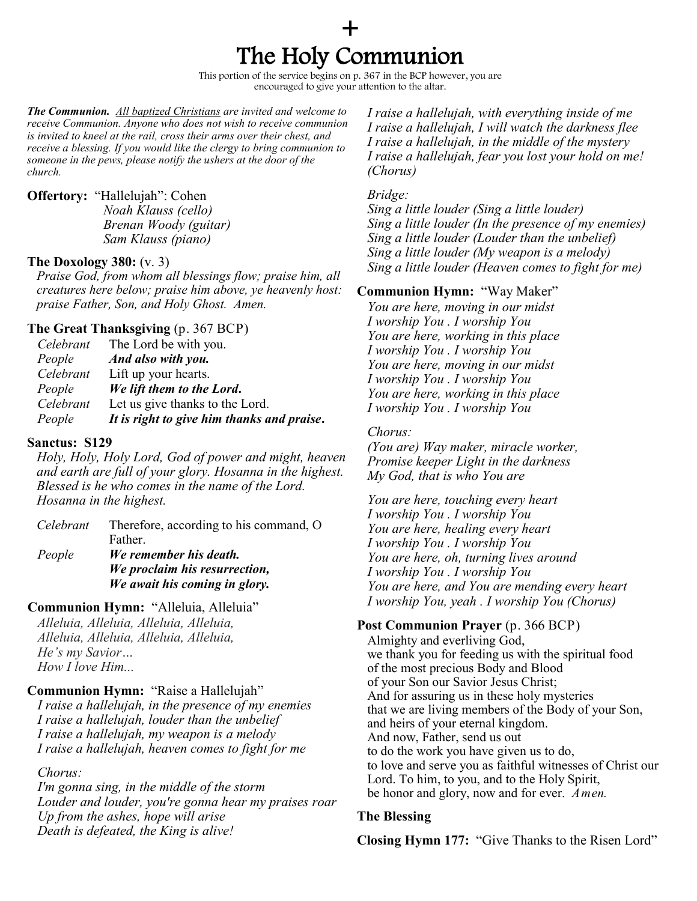# +
# The Holy Communion

This portion of the service begins on p. 367 in the BCP however, you are encouraged to give your attention to the altar.

***The Communion.*** *All baptized Christians are invited and welcome to receive Communion. Anyone who does not wish to receive communion is invited to kneel at the rail, cross their arms over their chest, and receive a blessing. If you would like the clergy to bring communion to someone in the pews, please notify the ushers at the door of the church.*

**Offertory:** "Hallelujah": Cohen
*Noah Klauss (cello)*
*Brenan Woody (guitar)*
*Sam Klauss (piano)*

**The Doxology 380:** (v. 3)
*Praise God, from whom all blessings flow; praise him, all creatures here below; praise him above, ye heavenly host: praise Father, Son, and Holy Ghost. Amen.*

**The Great Thanksgiving** (p. 367 BCP)

| | |
|---|---|
| *Celebrant* | The Lord be with you. |
| *People* | ***And also with you.*** |
| *Celebrant* | Lift up your hearts. |
| *People* | ***We lift them to the Lord.*** |
| *Celebrant* | Let us give thanks to the Lord. |
| *People* | ***It is right to give him thanks and praise.*** |

**Sanctus: S129**
*Holy, Holy, Holy Lord, God of power and might, heaven and earth are full of your glory. Hosanna in the highest. Blessed is he who comes in the name of the Lord. Hosanna in the highest.*

| | |
|---|---|
| *Celebrant* | Therefore, according to his command, O Father. |
| *People* | ***We remember his death. We proclaim his resurrection, We await his coming in glory.*** |

**Communion Hymn:** "Alleluia, Alleluia"
*Alleluia, Alleluia, Alleluia, Alleluia,*
*Alleluia, Alleluia, Alleluia, Alleluia,*
*He's my Savior…*
*How I love Him...*

**Communion Hymn:** "Raise a Hallelujah"
*I raise a hallelujah, in the presence of my enemies*
*I raise a hallelujah, louder than the unbelief*
*I raise a hallelujah, my weapon is a melody*
*I raise a hallelujah, heaven comes to fight for me*

*Chorus:*
*I'm gonna sing, in the middle of the storm*
*Louder and louder, you're gonna hear my praises roar*
*Up from the ashes, hope will arise*
*Death is defeated, the King is alive!*

*I raise a hallelujah, with everything inside of me*
*I raise a hallelujah, I will watch the darkness flee*
*I raise a hallelujah, in the middle of the mystery*
*I raise a hallelujah, fear you lost your hold on me!*
*(Chorus)*

*Bridge:*
*Sing a little louder (Sing a little louder)*
*Sing a little louder (In the presence of my enemies)*
*Sing a little louder (Louder than the unbelief)*
*Sing a little louder (My weapon is a melody)*
*Sing a little louder (Heaven comes to fight for me)*

**Communion Hymn:** "Way Maker"
*You are here, moving in our midst*
*I worship You . I worship You*
*You are here, working in this place*
*I worship You . I worship You*
*You are here, moving in our midst*
*I worship You . I worship You*
*You are here, working in this place*
*I worship You . I worship You*

*Chorus:*
*(You are) Way maker, miracle worker,*
*Promise keeper Light in the darkness*
*My God, that is who You are*

*You are here, touching every heart*
*I worship You . I worship You*
*You are here, healing every heart*
*I worship You . I worship You*
*You are here, oh, turning lives around*
*I worship You . I worship You*
*You are here, and You are mending every heart*
*I worship You, yeah . I worship You (Chorus)*

**Post Communion Prayer** (p. 366 BCP)
Almighty and everliving God,
we thank you for feeding us with the spiritual food
of the most precious Body and Blood
of your Son our Savior Jesus Christ;
And for assuring us in these holy mysteries
that we are living members of the Body of your Son,
and heirs of your eternal kingdom.
And now, Father, send us out
to do the work you have given us to do,
to love and serve you as faithful witnesses of Christ our Lord. To him, to you, and to the Holy Spirit,
be honor and glory, now and for ever. *Amen.*

**The Blessing**

**Closing Hymn 177:** "Give Thanks to the Risen Lord"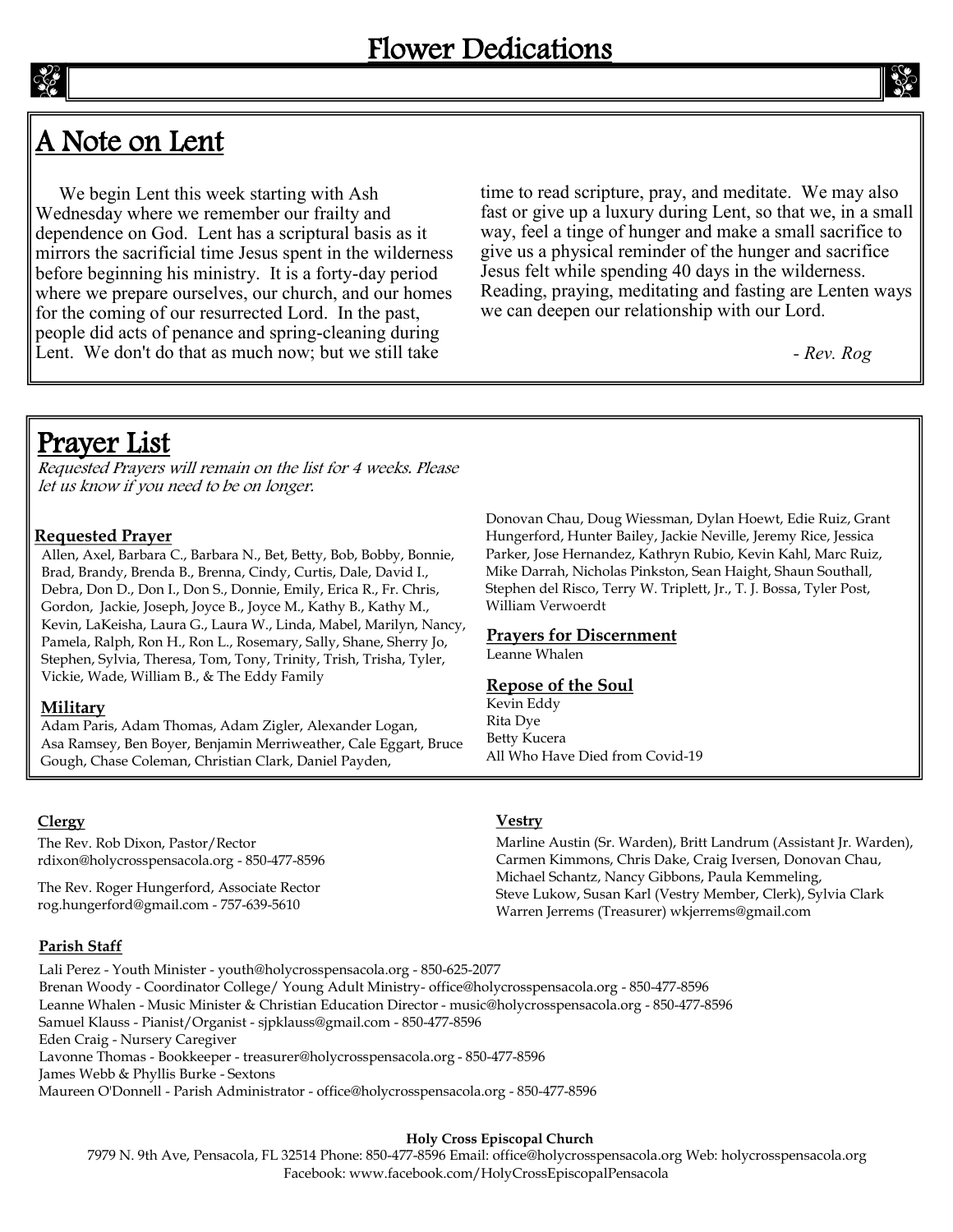# Flower Dedications

## A Note on Lent

We begin Lent this week starting with Ash Wednesday where we remember our frailty and dependence on God. Lent has a scriptural basis as it mirrors the sacrificial time Jesus spent in the wilderness before beginning his ministry. It is a forty-day period where we prepare ourselves, our church, and our homes for the coming of our resurrected Lord. In the past, people did acts of penance and spring-cleaning during Lent. We don't do that as much now; but we still take time to read scripture, pray, and meditate. We may also fast or give up a luxury during Lent, so that we, in a small way, feel a tinge of hunger and make a small sacrifice to give us a physical reminder of the hunger and sacrifice Jesus felt while spending 40 days in the wilderness. Reading, praying, meditating and fasting are Lenten ways we can deepen our relationship with our Lord.

*- Rev. Rog*

## Prayer List

*Requested Prayers will remain on the list for 4 weeks. Please let us know if you need to be on longer.*

### Requested Prayer

Allen, Axel, Barbara C., Barbara N., Bet, Betty, Bob, Bobby, Bonnie, Brad, Brandy, Brenda B., Brenna, Cindy, Curtis, Dale, David I., Debra, Don D., Don I., Don S., Donnie, Emily, Erica R., Fr. Chris, Gordon, Jackie, Joseph, Joyce B., Joyce M., Kathy B., Kathy M., Kevin, LaKeisha, Laura G., Laura W., Linda, Mabel, Marilyn, Nancy, Pamela, Ralph, Ron H., Ron L., Rosemary, Sally, Shane, Sherry Jo, Stephen, Sylvia, Theresa, Tom, Tony, Trinity, Trish, Trisha, Tyler, Vickie, Wade, William B., & The Eddy Family

### Military

Adam Paris, Adam Thomas, Adam Zigler, Alexander Logan, Asa Ramsey, Ben Boyer, Benjamin Merriweather, Cale Eggart, Bruce Gough, Chase Coleman, Christian Clark, Daniel Payden, Donovan Chau, Doug Wiessman, Dylan Hoewt, Edie Ruiz, Grant Hungerford, Hunter Bailey, Jackie Neville, Jeremy Rice, Jessica Parker, Jose Hernandez, Kathryn Rubio, Kevin Kahl, Marc Ruiz, Mike Darrah, Nicholas Pinkston, Sean Haight, Shaun Southall, Stephen del Risco, Terry W. Triplett, Jr., T. J. Bossa, Tyler Post, William Verwoerdt

### Prayers for Discernment

Leanne Whalen

### Repose of the Soul

Kevin Eddy
Rita Dye
Betty Kucera
All Who Have Died from Covid-19

### Clergy

The Rev. Rob Dixon, Pastor/Rector
rdixon@holycrosspensacola.org - 850-477-8596

The Rev. Roger Hungerford, Associate Rector
rog.hungerford@gmail.com - 757-639-5610

### Vestry

Marline Austin (Sr. Warden), Britt Landrum (Assistant Jr. Warden), Carmen Kimmons, Chris Dake, Craig Iversen, Donovan Chau, Michael Schantz, Nancy Gibbons, Paula Kemmeling, Steve Lukow, Susan Karl (Vestry Member, Clerk), Sylvia Clark
Warren Jerrems (Treasurer) wkjerrems@gmail.com

### Parish Staff

Lali Perez - Youth Minister - youth@holycrosspensacola.org - 850-625-2077
Brenan Woody - Coordinator College/ Young Adult Ministry- office@holycrosspensacola.org - 850-477-8596
Leanne Whalen - Music Minister & Christian Education Director - music@holycrosspensacola.org - 850-477-8596
Samuel Klauss - Pianist/Organist - sjpklauss@gmail.com - 850-477-8596
Eden Craig - Nursery Caregiver
Lavonne Thomas - Bookkeeper - treasurer@holycrosspensacola.org - 850-477-8596
James Webb & Phyllis Burke - Sextons
Maureen O'Donnell - Parish Administrator - office@holycrosspensacola.org - 850-477-8596

**Holy Cross Episcopal Church**
7979 N. 9th Ave, Pensacola, FL 32514 Phone: 850-477-8596 Email: office@holycrosspensacola.org Web: holycrosspensacola.org
Facebook: www.facebook.com/HolyCrossEpiscopalPensacola